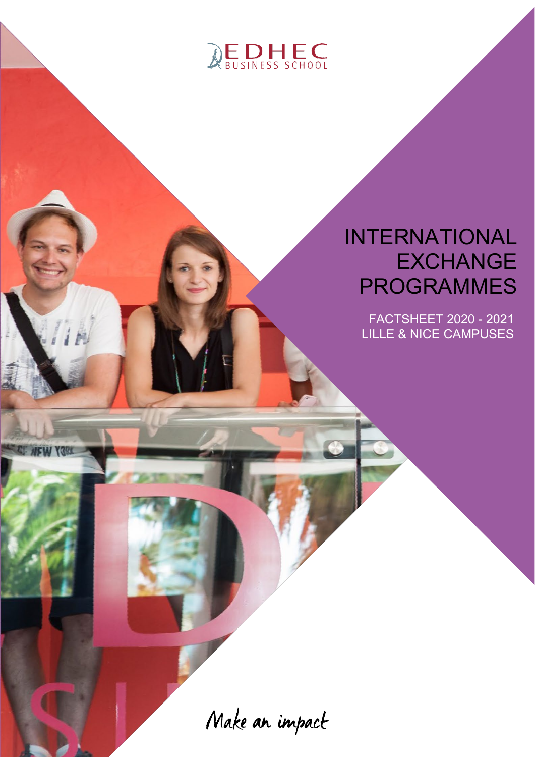EDHEC BUSINESS SCHOOL

# INTERNATIONAL EXCHANGE PROGRAMMES

FACTSHEET 2020 - 2021
LILLE & NICE CAMPUSES

Make an impact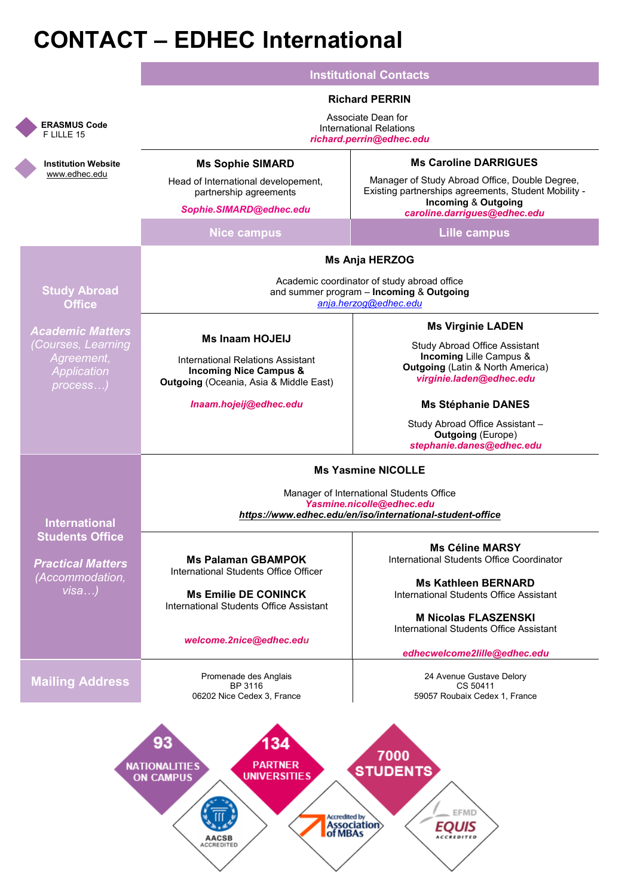# CONTACT – EDHEC International

**ERASMUS Code**
F LILLE 15

**Institution Website**
www.edhec.edu

## Institutional Contacts

**Richard PERRIN**
Associate Dean for International Relations
*richard.perrin@edhec.edu*

| **Ms Sophie SIMARD** | **Ms Caroline DARRIGUES** |
|---|---|
| Head of International developement, partnership agreements | Manager of Study Abroad Office, Double Degree, Existing partnerships agreements, Student Mobility - **Incoming** & **Outgoing** |
| *Sophie.SIMARD@edhec.edu* | *caroline.darrigues@edhec.edu* |

| | Nice campus | Lille campus |
|---|---|---|
| **Study Abroad Office** *Academic Matters (Courses, Learning Agreement, Application process…)* | **Ms Anja HERZOG** Academic coordinator of study abroad office and summer program – **Incoming** & **Outgoing** anja.herzog@edhec.edu | |
| | **Ms Inaam HOJEIJ** International Relations Assistant **Incoming Nice Campus & Outgoing** (Oceania, Asia & Middle East) *Inaam.hojeij@edhec.edu* | **Ms Virginie LADEN** Study Abroad Office Assistant **Incoming** Lille Campus & **Outgoing** (Latin & North America) *virginie.laden@edhec.edu* **Ms Stéphanie DANES** Study Abroad Office Assistant – **Outgoing** (Europe) *stephanie.danes@edhec.edu* |
| **International Students Office** *Practical Matters (Accommodation, visa…)* | **Ms Yasmine NICOLLE** Manager of International Students Office *Yasmine.nicolle@edhec.edu* ***https://www.edhec.edu/en/iso/international-student-office*** | |
| | **Ms Palaman GBAMPOK** International Students Office Officer **Ms Emilie DE CONINCK** International Students Office Assistant *welcome.2nice@edhec.edu* | **Ms Céline MARSY** International Students Office Coordinator **Ms Kathleen BERNARD** International Students Office Assistant **M Nicolas FLASZENSKI** International Students Office Assistant *edhecwelcome2lille@edhec.edu* |
| **Mailing Address** | Promenade des Anglais BP 3116 06202 Nice Cedex 3, France | 24 Avenue Gustave Delory CS 50411 59057 Roubaix Cedex 1, France |

**93** NATIONALITIES ON CAMPUS — **134** PARTNER UNIVERSITIES — **7000** STUDENTS

AACSB ACCREDITED — Accredited by Association of MBAs — EFMD EQUIS ACCREDITED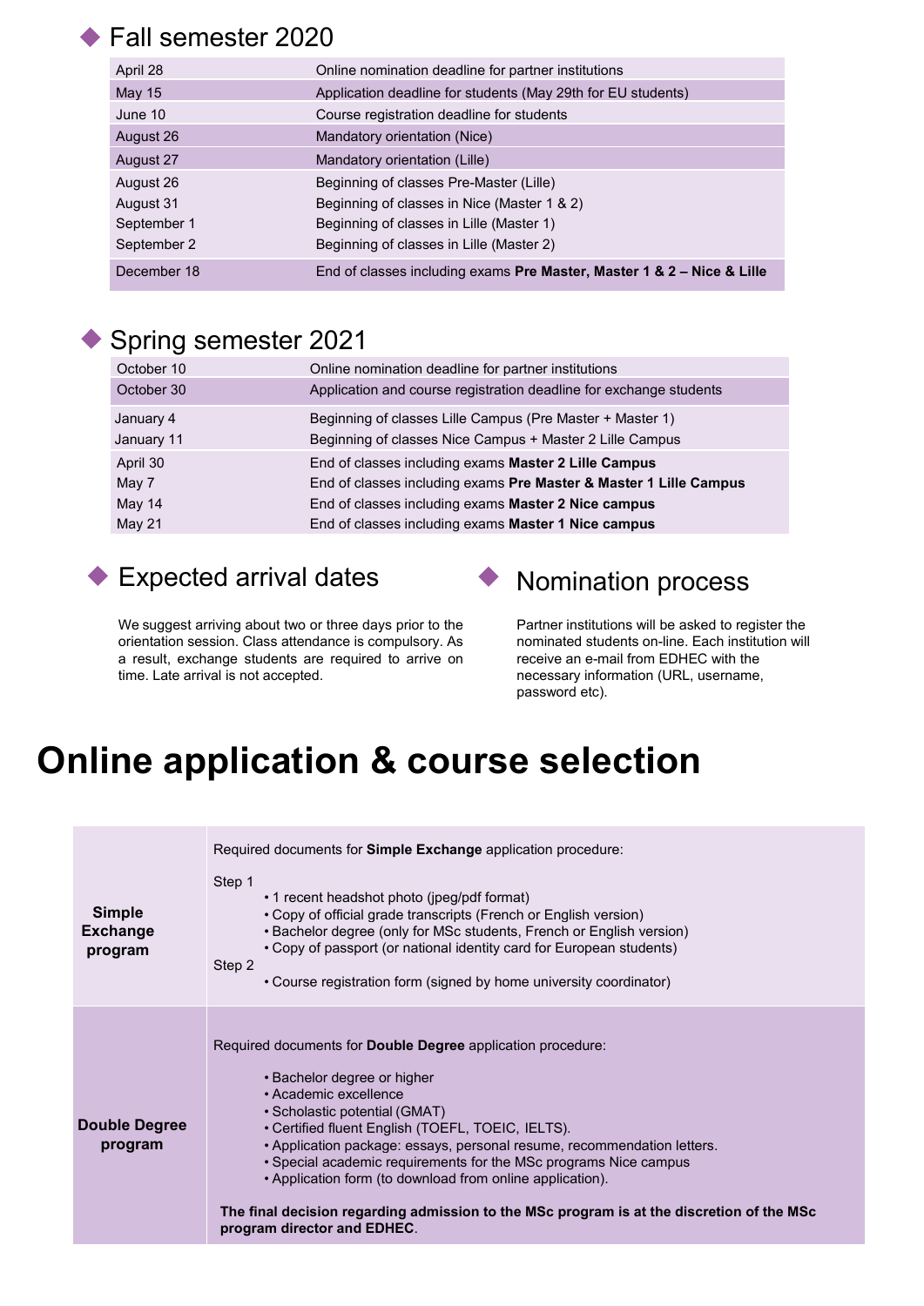## Fall semester 2020

| | |
|---|---|
| April 28 | Online nomination deadline for partner institutions |
| May 15 | Application deadline for students (May 29th for EU students) |
| June 10 | Course registration deadline for students |
| August 26 | Mandatory orientation (Nice) |
| August 27 | Mandatory orientation (Lille) |
| August 26 | Beginning of classes Pre-Master (Lille) |
| August 31 | Beginning of classes in Nice (Master 1 & 2) |
| September 1 | Beginning of classes in Lille (Master 1) |
| September 2 | Beginning of classes in Lille (Master 2) |
| December 18 | End of classes including exams **Pre Master, Master 1 & 2 – Nice & Lille** |

## Spring semester 2021

| | |
|---|---|
| October 10 | Online nomination deadline for partner institutions |
| October 30 | Application and course registration deadline for exchange students |
| January 4 | Beginning of classes Lille Campus (Pre Master + Master 1) |
| January 11 | Beginning of classes Nice Campus + Master 2 Lille Campus |
| April 30 | End of classes including exams **Master 2 Lille Campus** |
| May 7 | End of classes including exams **Pre Master & Master 1 Lille Campus** |
| May 14 | End of classes including exams **Master 2 Nice campus** |
| May 21 | End of classes including exams **Master 1 Nice campus** |

## Expected arrival dates

We suggest arriving about two or three days prior to the orientation session. Class attendance is compulsory. As a result, exchange students are required to arrive on time. Late arrival is not accepted.

## Nomination process

Partner institutions will be asked to register the nominated students on-line. Each institution will receive an e-mail from EDHEC with the necessary information (URL, username, password etc).

# Online application & course selection

| | |
|---|---|
| **Simple Exchange program** | Required documents for **Simple Exchange** application procedure:<br><br>Step 1<br>• 1 recent headshot photo (jpeg/pdf format)<br>• Copy of official grade transcripts (French or English version)<br>• Bachelor degree (only for MSc students, French or English version)<br>• Copy of passport (or national identity card for European students)<br>Step 2<br>• Course registration form (signed by home university coordinator) |
| **Double Degree program** | Required documents for **Double Degree** application procedure:<br><br>• Bachelor degree or higher<br>• Academic excellence<br>• Scholastic potential (GMAT)<br>• Certified fluent English (TOEFL, TOEIC, IELTS).<br>• Application package: essays, personal resume, recommendation letters.<br>• Special academic requirements for the MSc programs Nice campus<br>• Application form (to download from online application).<br><br>**The final decision regarding admission to the MSc program is at the discretion of the MSc program director and EDHEC**. |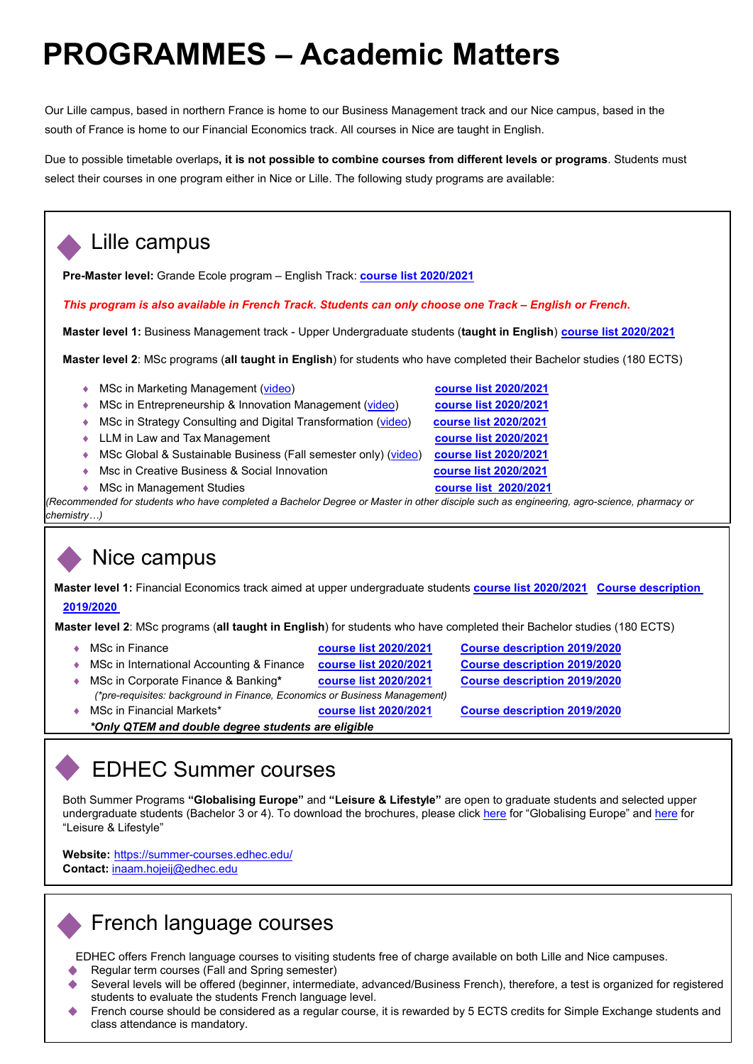# PROGRAMMES – Academic Matters

Our Lille campus, based in northern France is home to our Business Management track and our Nice campus, based in the south of France is home to our Financial Economics track. All courses in Nice are taught in English.

Due to possible timetable overlaps**, it is not possible to combine courses from different levels or programs**. Students must select their courses in one program either in Nice or Lille. The following study programs are available:

## Lille campus

**Pre-Master level:** Grande Ecole program – English Track: **course list 2020/2021**

***This program is also available in French Track. Students can only choose one Track – English or French.***

**Master level 1:** Business Management track - Upper Undergraduate students (**taught in English**) **course list 2020/2021**

**Master level 2**: MSc programs (**all taught in English**) for students who have completed their Bachelor studies (180 ECTS)

- MSc in Marketing Management (video) — **course list 2020/2021**
- MSc in Entrepreneurship & Innovation Management (video) — **course list 2020/2021**
- MSc in Strategy Consulting and Digital Transformation (video) — **course list 2020/2021**
- LLM in Law and Tax Management — **course list 2020/2021**
- MSc Global & Sustainable Business (Fall semester only) (video) — **course list 2020/2021**
- Msc in Creative Business & Social Innovation — **course list 2020/2021**
- MSc in Management Studies — **course list 2020/2021**

*(Recommended for students who have completed a Bachelor Degree or Master in other disciple such as engineering, agro-science, pharmacy or chemistry…)*

## Nice campus

**Master level 1:** Financial Economics track aimed at upper undergraduate students **course list 2020/2021** **Course description 2019/2020**

**Master level 2**: MSc programs (**all taught in English**) for students who have completed their Bachelor studies (180 ECTS)

- MSc in Finance — **course list 2020/2021** — **Course description 2019/2020**
- MSc in International Accounting & Finance — **course list 2020/2021** — **Course description 2019/2020**
- MSc in Corporate Finance & Banking**\*** — **course list 2020/2021** — **Course description 2019/2020**
  *(\*pre-requisites: background in Finance, Economics or Business Management)*
- MSc in Financial Markets\* — **course list 2020/2021** — **Course description 2019/2020**

***\*Only QTEM and double degree students are eligible***

## EDHEC Summer courses

Both Summer Programs **"Globalising Europe"** and **"Leisure & Lifestyle"** are open to graduate students and selected upper undergraduate students (Bachelor 3 or 4). To download the brochures, please click here for "Globalising Europe" and here for "Leisure & Lifestyle"

**Website:** https://summer-courses.edhec.edu/
**Contact:** inaam.hojeij@edhec.edu

## French language courses

EDHEC offers French language courses to visiting students free of charge available on both Lille and Nice campuses.

- Regular term courses (Fall and Spring semester)
- Several levels will be offered (beginner, intermediate, advanced/Business French), therefore, a test is organized for registered students to evaluate the students French language level.
- French course should be considered as a regular course, it is rewarded by 5 ECTS credits for Simple Exchange students and class attendance is mandatory.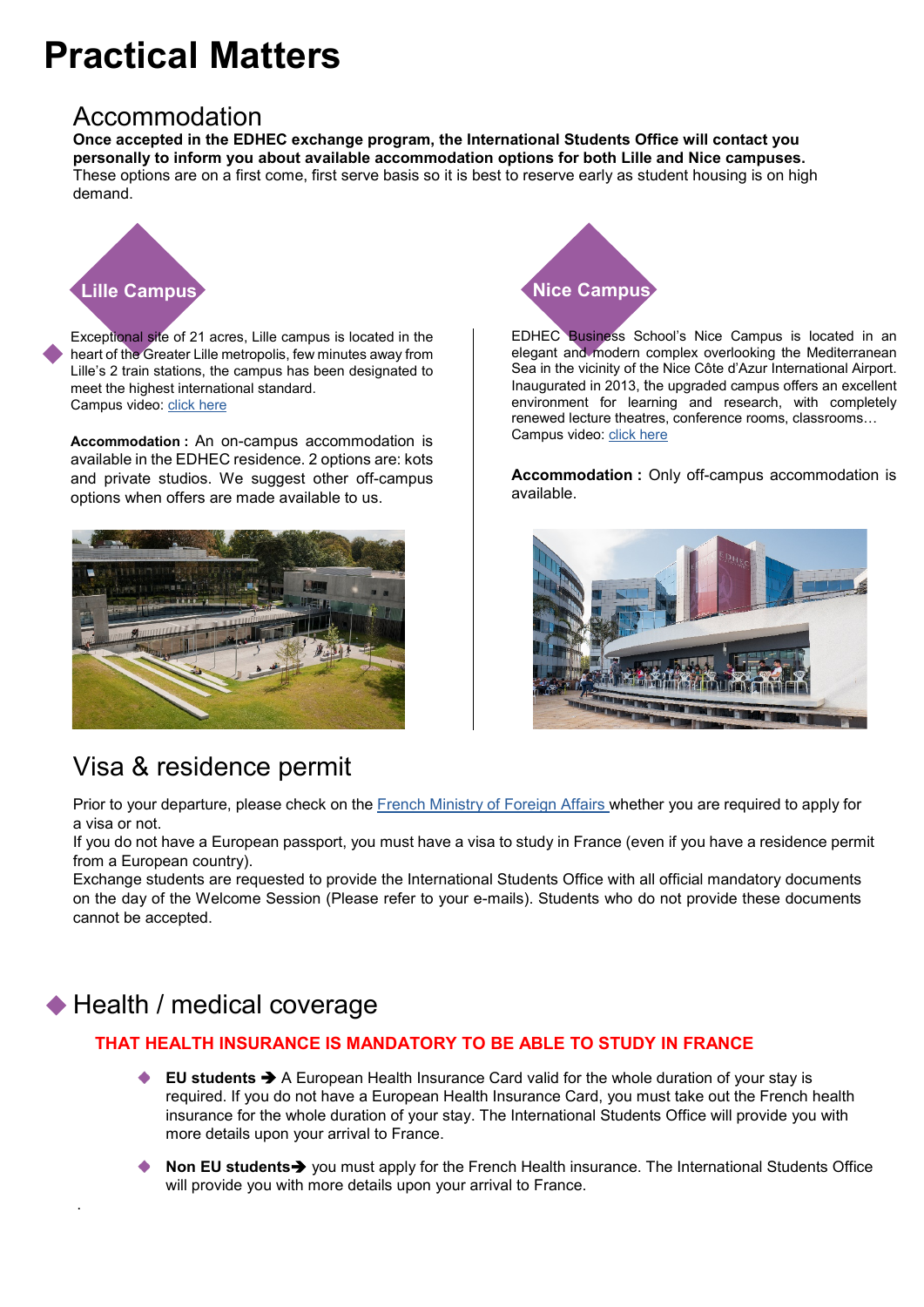# Practical Matters

## Accommodation

**Once accepted in the EDHEC exchange program, the International Students Office will contact you personally to inform you about available accommodation options for both Lille and Nice campuses.**
These options are on a first come, first serve basis so it is best to reserve early as student housing is on high demand.

### Lille Campus

Exceptional site of 21 acres, Lille campus is located in the heart of the Greater Lille metropolis, few minutes away from Lille's 2 train stations, the campus has been designated to meet the highest international standard.
Campus video: click here

**Accommodation :** An on-campus accommodation is available in the EDHEC residence. 2 options are: kots and private studios. We suggest other off-campus options when offers are made available to us.

### Nice Campus

EDHEC Business School's Nice Campus is located in an elegant and modern complex overlooking the Mediterranean Sea in the vicinity of the Nice Côte d'Azur International Airport. Inaugurated in 2013, the upgraded campus offers an excellent environment for learning and research, with completely renewed lecture theatres, conference rooms, classrooms…
Campus video: click here

**Accommodation :** Only off-campus accommodation is available.

## Visa & residence permit

Prior to your departure, please check on the French Ministry of Foreign Affairs whether you are required to apply for a visa or not.
If you do not have a European passport, you must have a visa to study in France (even if you have a residence permit from a European country).
Exchange students are requested to provide the International Students Office with all official mandatory documents on the day of the Welcome Session (Please refer to your e-mails). Students who do not provide these documents cannot be accepted.

## Health / medical coverage

**THAT HEALTH INSURANCE IS MANDATORY TO BE ABLE TO STUDY IN FRANCE**

- **EU students ➔** A European Health Insurance Card valid for the whole duration of your stay is required. If you do not have a European Health Insurance Card, you must take out the French health insurance for the whole duration of your stay. The International Students Office will provide you with more details upon your arrival to France.
- **Non EU students➔** you must apply for the French Health insurance. The International Students Office will provide you with more details upon your arrival to France.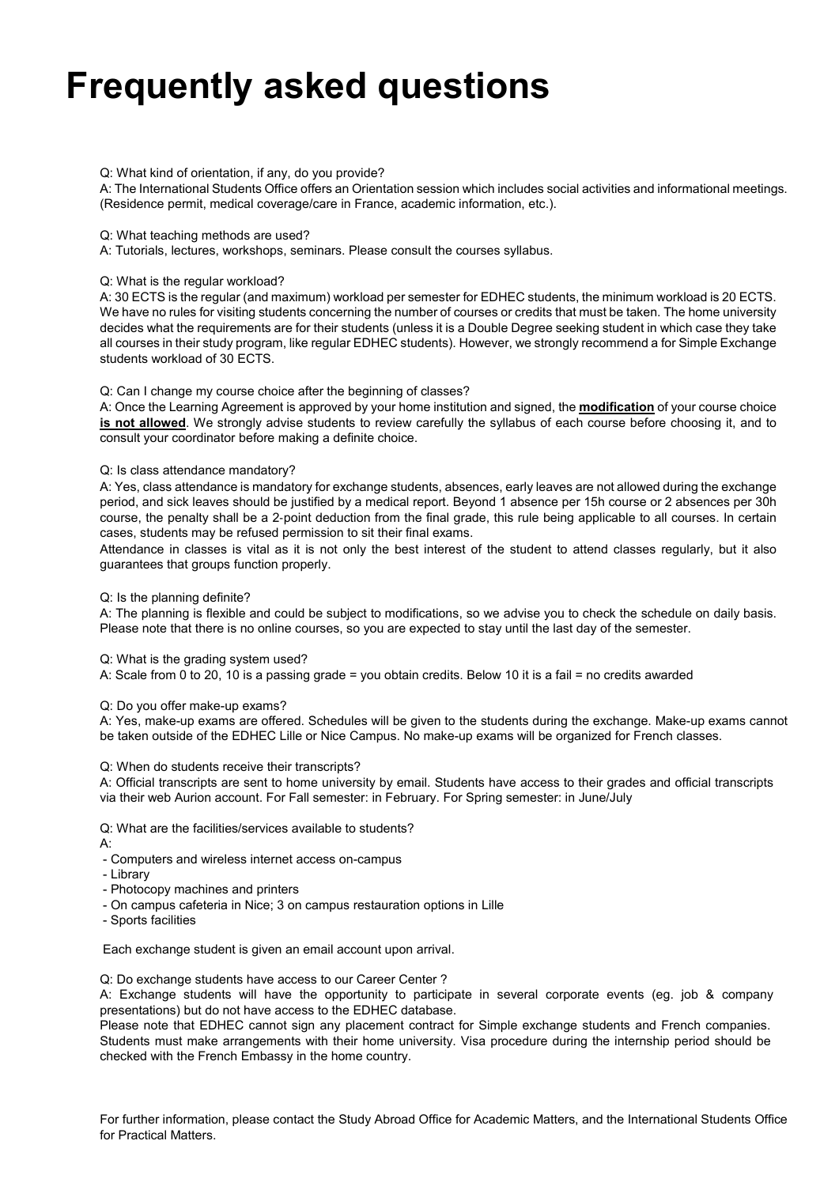# Frequently asked questions

Q: What kind of orientation, if any, do you provide?

A: The International Students Office offers an Orientation session which includes social activities and informational meetings. (Residence permit, medical coverage/care in France, academic information, etc.).

Q: What teaching methods are used?

A: Tutorials, lectures, workshops, seminars. Please consult the courses syllabus.

Q: What is the regular workload?

A: 30 ECTS is the regular (and maximum) workload per semester for EDHEC students, the minimum workload is 20 ECTS. We have no rules for visiting students concerning the number of courses or credits that must be taken. The home university decides what the requirements are for their students (unless it is a Double Degree seeking student in which case they take all courses in their study program, like regular EDHEC students). However, we strongly recommend a for Simple Exchange students workload of 30 ECTS.

Q: Can I change my course choice after the beginning of classes?

A: Once the Learning Agreement is approved by your home institution and signed, the **modification** of your course choice **is not allowed**. We strongly advise students to review carefully the syllabus of each course before choosing it, and to consult your coordinator before making a definite choice.

Q: Is class attendance mandatory?

A: Yes, class attendance is mandatory for exchange students, absences, early leaves are not allowed during the exchange period, and sick leaves should be justified by a medical report. Beyond 1 absence per 15h course or 2 absences per 30h course, the penalty shall be a 2-point deduction from the final grade, this rule being applicable to all courses. In certain cases, students may be refused permission to sit their final exams.

Attendance in classes is vital as it is not only the best interest of the student to attend classes regularly, but it also guarantees that groups function properly.

Q: Is the planning definite?

A: The planning is flexible and could be subject to modifications, so we advise you to check the schedule on daily basis. Please note that there is no online courses, so you are expected to stay until the last day of the semester.

Q: What is the grading system used?

A: Scale from 0 to 20, 10 is a passing grade = you obtain credits. Below 10 it is a fail = no credits awarded

Q: Do you offer make-up exams?

A: Yes, make-up exams are offered. Schedules will be given to the students during the exchange. Make-up exams cannot be taken outside of the EDHEC Lille or Nice Campus. No make-up exams will be organized for French classes.

Q: When do students receive their transcripts?

A: Official transcripts are sent to home university by email. Students have access to their grades and official transcripts via their web Aurion account. For Fall semester: in February. For Spring semester: in June/July

Q: What are the facilities/services available to students?

A:

- Computers and wireless internet access on-campus
- Library
- Photocopy machines and printers
- On campus cafeteria in Nice; 3 on campus restauration options in Lille
- Sports facilities

Each exchange student is given an email account upon arrival.

Q: Do exchange students have access to our Career Center ?

A: Exchange students will have the opportunity to participate in several corporate events (eg. job & company presentations) but do not have access to the EDHEC database.

Please note that EDHEC cannot sign any placement contract for Simple exchange students and French companies. Students must make arrangements with their home university. Visa procedure during the internship period should be checked with the French Embassy in the home country.

For further information, please contact the Study Abroad Office for Academic Matters, and the International Students Office for Practical Matters.